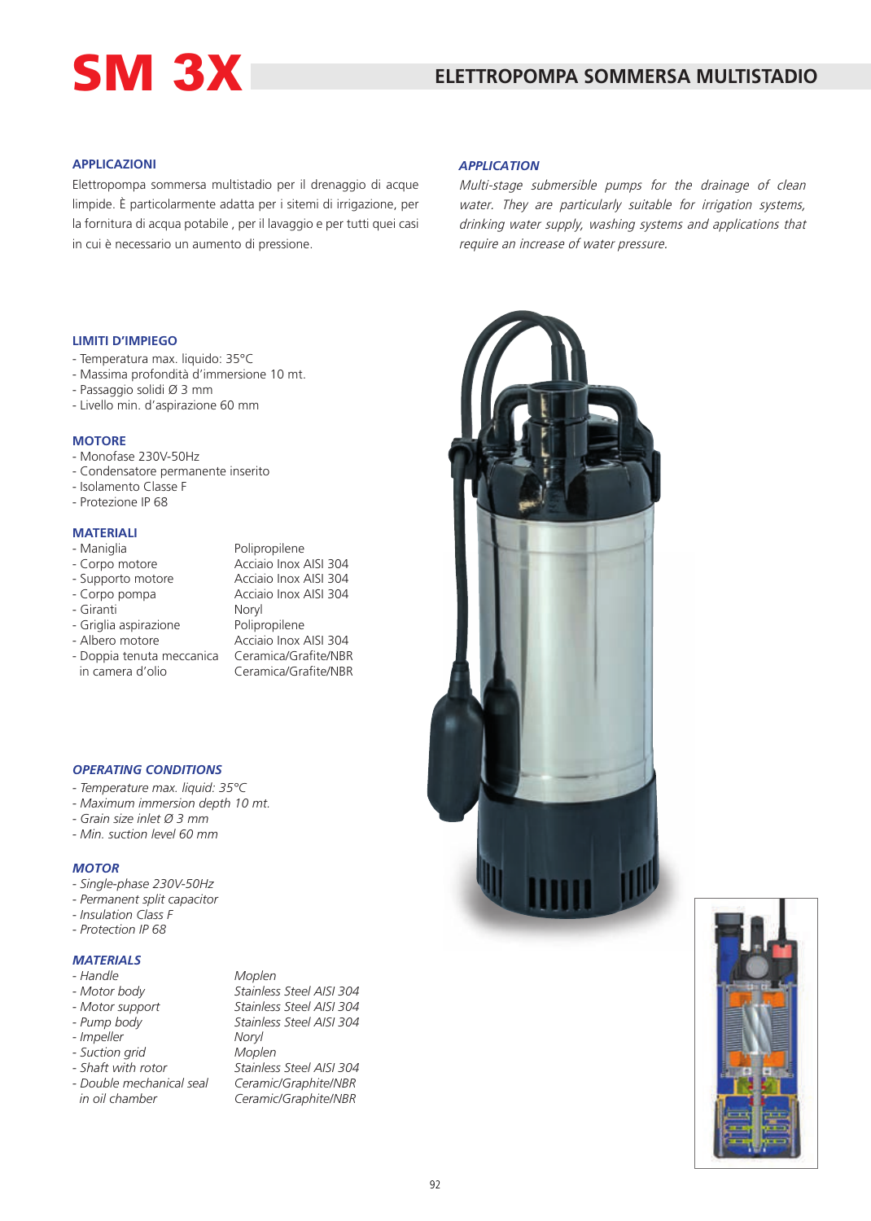# SM 3X

## ELETTROPOMPA SOMMERSA MULTISTADIO

### APPLICAZIONI

Elettropompa sommersa multistadio per il drenaggio di acque limpide. È particolarmente adatta per i sitemi di irrigazione, per la fornitura di acqua potabile , per il lavaggio e per tutti quei casi in cui è necessario un aumento di pressione.

### *APPLICATION*

*Multi-stage submersible pumps for the drainage of clean water. They are particularly suitable for irrigation systems, drinking water supply, washing systems and applications that require an increase of water pressure.*

### LIMITI D'IMPIEGO

- Temperatura max. liquido: 35°C
- Massima profondità d'immersione 10 mt.
- Passaggio solidi Ø 3 mm
- Livello min. d'aspirazione 60 mm

### MOTORE

- Monofase 230V-50Hz
- Condensatore permanente inserito
- Isolamento Classe F
- Protezione IP 68

### MATERIALI

| | |
|---|---|
| - Maniglia | Polipropilene |
| - Corpo motore | Acciaio Inox AISI 304 |
| - Supporto motore | Acciaio Inox AISI 304 |
| - Corpo pompa | Acciaio Inox AISI 304 |
| - Giranti | Noryl |
| - Griglia aspirazione | Polipropilene |
| - Albero motore | Acciaio Inox AISI 304 |
| - Doppia tenuta meccanica in camera d'olio | Ceramica/Grafite/NBR Ceramica/Grafite/NBR |

### *OPERATING CONDITIONS*

- *Temperature max. liquid: 35°C*
- *Maximum immersion depth 10 mt.*
- *Grain size inlet Ø 3 mm*
- *Min. suction level 60 mm*

### *MOTOR*

- *Single-phase 230V-50Hz*
- *Permanent split capacitor*
- *Insulation Class F*
- *Protection IP 68*

### *MATERIALS*

| | |
|---|---|
| *- Handle* | *Moplen* |
| *- Motor body* | *Stainless Steel AISI 304* |
| *- Motor support* | *Stainless Steel AISI 304* |
| *- Pump body* | *Stainless Steel AISI 304* |
| *- Impeller* | *Noryl* |
| *- Suction grid* | *Moplen* |
| *- Shaft with rotor* | *Stainless Steel AISI 304* |
| *- Double mechanical seal in oil chamber* | *Ceramic/Graphite/NBR Ceramic/Graphite/NBR* |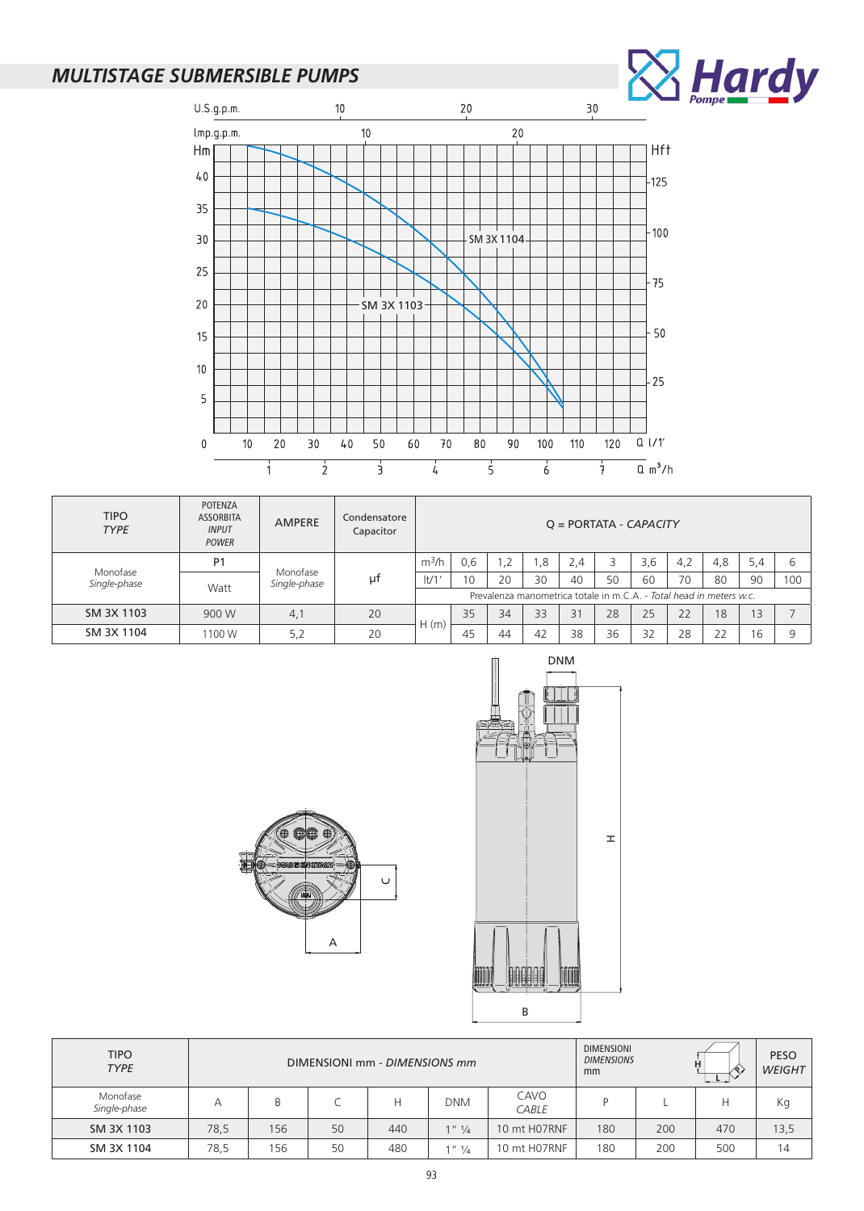## MULTISTAGE SUBMERSIBLE PUMPS

Hardy Pompe

U.S.g.p.m. 10 20 30

Imp.g.p.m. 10 20

Hm 40 35 30 25 20 15 10 5 0

Hft 125 100 75 50 25

SM 3X 1104

SM 3X 1103

10 20 30 40 50 60 70 80 90 100 110 120 Q l/1'

1 2 3 4 5 6 7 Q $m^3/h$

| TIPO *TYPE* | POTENZA ASSORBITA *INPUT POWER* | AMPERE | Condensatore Capacitor | Q = PORTATA - *CAPACITY* | | | | | | | | | | |
|---|---|---|---|---|---|---|---|---|---|---|---|---|---|---|
| Monofase *Single-phase* | P1 | Monofase *Single-phase* | µf | $m^3/h$ | 0,6 | 1,2 | 1,8 | 2,4 | 3 | 3,6 | 4,2 | 4,8 | 5,4 | 6 |
| | Watt | | | lt/1' | 10 | 20 | 30 | 40 | 50 | 60 | 70 | 80 | 90 | 100 |
| | | | | Prevalenza manometrica totale in m.C.A. - *Total head in meters w.c.* | | | | | | | | | | |
| SM 3X 1103 | 900 W | 4,1 | 20 | H (m) | 35 | 34 | 33 | 31 | 28 | 25 | 22 | 18 | 13 | 7 |
| SM 3X 1104 | 1100 W | 5,2 | 20 | | 45 | 44 | 42 | 38 | 36 | 32 | 28 | 22 | 16 | 9 |

DNM

H

C

A

B

| TIPO *TYPE* | DIMENSIONI mm - *DIMENSIONS mm* | | | | | | DIMENSIONI *DIMENSIONS* mm | | | PESO *WEIGHT* |
|---|---|---|---|---|---|---|---|---|---|---|
| Monofase *Single-phase* | A | B | C | H | DNM | CAVO *CABLE* | P | L | H | Kg |
| SM 3X 1103 | 78,5 | 156 | 50 | 440 | 1" ¼ | 10 mt H07RNF | 180 | 200 | 470 | 13,5 |
| SM 3X 1104 | 78,5 | 156 | 50 | 480 | 1" ¼ | 10 mt H07RNF | 180 | 200 | 500 | 14 |